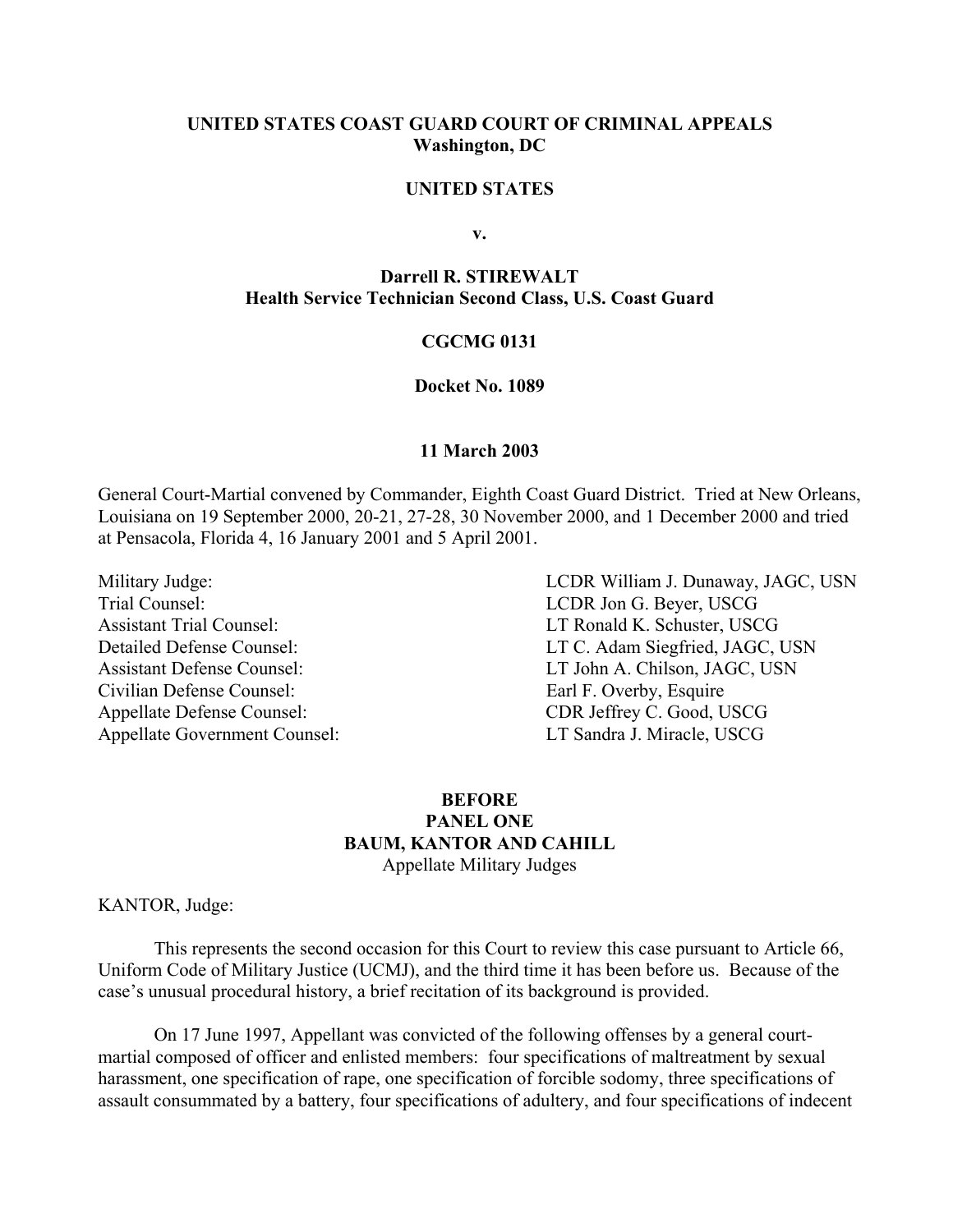**UNITED STATES COAST GUARD COURT OF CRIMINAL APPEALS**
**Washington, DC**

**UNITED STATES**

**v.**

**Darrell R. STIREWALT**
**Health Service Technician Second Class, U.S. Coast Guard**

**CGCMG 0131**

**Docket No. 1089**

**11 March 2003**

General Court-Martial convened by Commander, Eighth Coast Guard District. Tried at New Orleans, Louisiana on 19 September 2000, 20-21, 27-28, 30 November 2000, and 1 December 2000 and tried at Pensacola, Florida 4, 16 January 2001 and 5 April 2001.

| | |
|---|---|
| Military Judge: | LCDR William J. Dunaway, JAGC, USN |
| Trial Counsel: | LCDR Jon G. Beyer, USCG |
| Assistant Trial Counsel: | LT Ronald K. Schuster, USCG |
| Detailed Defense Counsel: | LT C. Adam Siegfried, JAGC, USN |
| Assistant Defense Counsel: | LT John A. Chilson, JAGC, USN |
| Civilian Defense Counsel: | Earl F. Overby, Esquire |
| Appellate Defense Counsel: | CDR Jeffrey C. Good, USCG |
| Appellate Government Counsel: | LT Sandra J. Miracle, USCG |

**BEFORE**
**PANEL ONE**
**BAUM, KANTOR AND CAHILL**
Appellate Military Judges

KANTOR, Judge:

This represents the second occasion for this Court to review this case pursuant to Article 66, Uniform Code of Military Justice (UCMJ), and the third time it has been before us. Because of the case's unusual procedural history, a brief recitation of its background is provided.

On 17 June 1997, Appellant was convicted of the following offenses by a general court-martial composed of officer and enlisted members: four specifications of maltreatment by sexual harassment, one specification of rape, one specification of forcible sodomy, three specifications of assault consummated by a battery, four specifications of adultery, and four specifications of indecent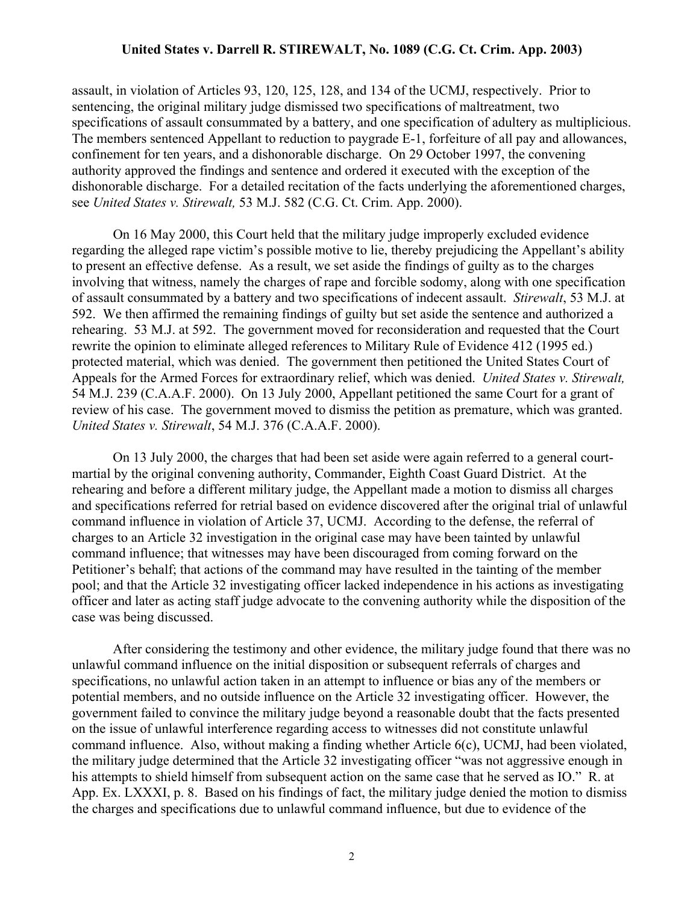assault, in violation of Articles 93, 120, 125, 128, and 134 of the UCMJ, respectively. Prior to sentencing, the original military judge dismissed two specifications of maltreatment, two specifications of assault consummated by a battery, and one specification of adultery as multiplicious. The members sentenced Appellant to reduction to paygrade E-1, forfeiture of all pay and allowances, confinement for ten years, and a dishonorable discharge. On 29 October 1997, the convening authority approved the findings and sentence and ordered it executed with the exception of the dishonorable discharge. For a detailed recitation of the facts underlying the aforementioned charges, see *United States v. Stirewalt,* 53 M.J. 582 (C.G. Ct. Crim. App. 2000).

On 16 May 2000, this Court held that the military judge improperly excluded evidence regarding the alleged rape victim's possible motive to lie, thereby prejudicing the Appellant's ability to present an effective defense. As a result, we set aside the findings of guilty as to the charges involving that witness, namely the charges of rape and forcible sodomy, along with one specification of assault consummated by a battery and two specifications of indecent assault. *Stirewalt*, 53 M.J. at 592. We then affirmed the remaining findings of guilty but set aside the sentence and authorized a rehearing. 53 M.J. at 592. The government moved for reconsideration and requested that the Court rewrite the opinion to eliminate alleged references to Military Rule of Evidence 412 (1995 ed.) protected material, which was denied. The government then petitioned the United States Court of Appeals for the Armed Forces for extraordinary relief, which was denied. *United States v. Stirewalt,* 54 M.J. 239 (C.A.A.F. 2000). On 13 July 2000, Appellant petitioned the same Court for a grant of review of his case. The government moved to dismiss the petition as premature, which was granted. *United States v. Stirewalt*, 54 M.J. 376 (C.A.A.F. 2000).

On 13 July 2000, the charges that had been set aside were again referred to a general court-martial by the original convening authority, Commander, Eighth Coast Guard District. At the rehearing and before a different military judge, the Appellant made a motion to dismiss all charges and specifications referred for retrial based on evidence discovered after the original trial of unlawful command influence in violation of Article 37, UCMJ. According to the defense, the referral of charges to an Article 32 investigation in the original case may have been tainted by unlawful command influence; that witnesses may have been discouraged from coming forward on the Petitioner's behalf; that actions of the command may have resulted in the tainting of the member pool; and that the Article 32 investigating officer lacked independence in his actions as investigating officer and later as acting staff judge advocate to the convening authority while the disposition of the case was being discussed.

After considering the testimony and other evidence, the military judge found that there was no unlawful command influence on the initial disposition or subsequent referrals of charges and specifications, no unlawful action taken in an attempt to influence or bias any of the members or potential members, and no outside influence on the Article 32 investigating officer. However, the government failed to convince the military judge beyond a reasonable doubt that the facts presented on the issue of unlawful interference regarding access to witnesses did not constitute unlawful command influence. Also, without making a finding whether Article 6(c), UCMJ, had been violated, the military judge determined that the Article 32 investigating officer "was not aggressive enough in his attempts to shield himself from subsequent action on the same case that he served as IO." R. at App. Ex. LXXXI, p. 8. Based on his findings of fact, the military judge denied the motion to dismiss the charges and specifications due to unlawful command influence, but due to evidence of the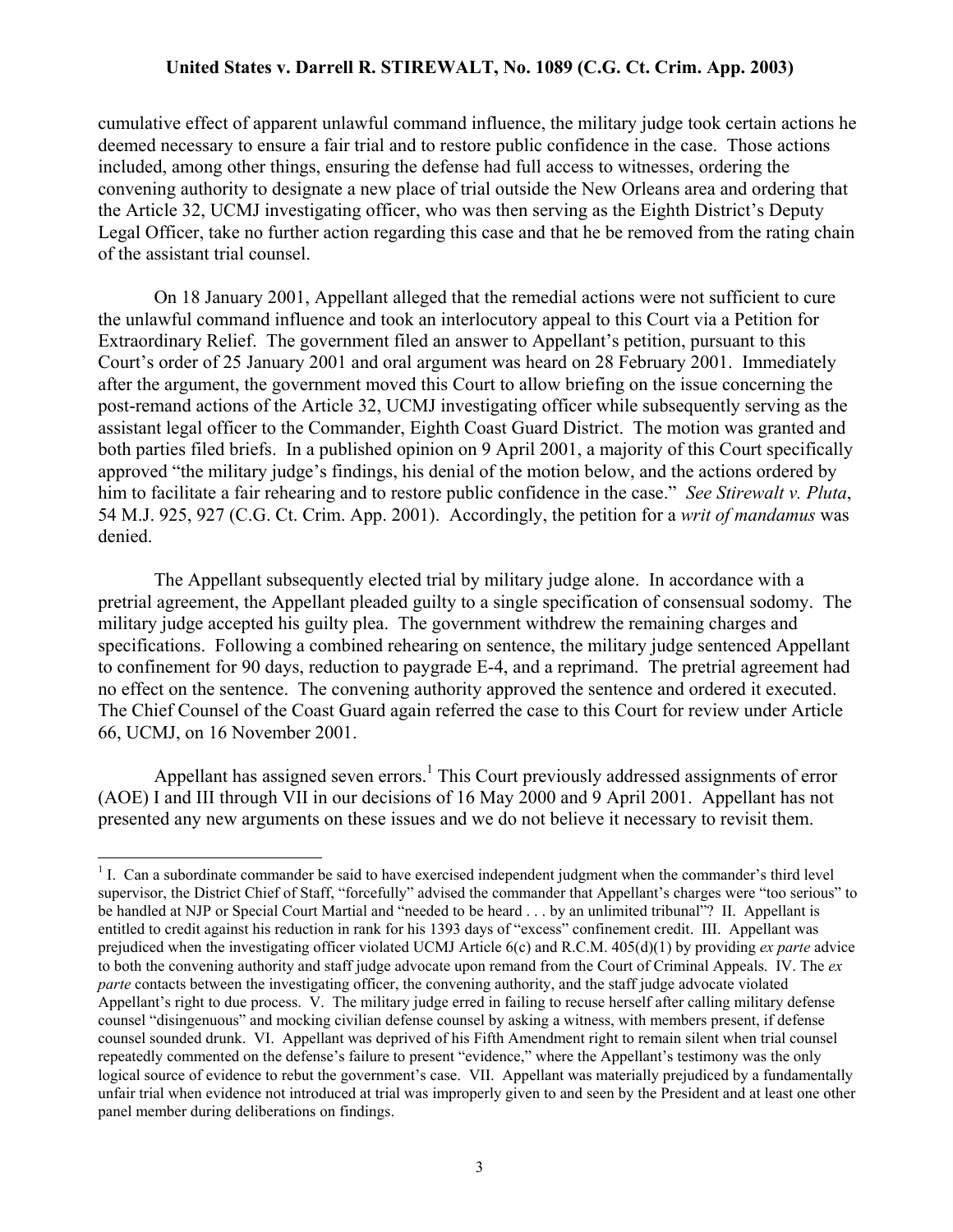cumulative effect of apparent unlawful command influence, the military judge took certain actions he deemed necessary to ensure a fair trial and to restore public confidence in the case. Those actions included, among other things, ensuring the defense had full access to witnesses, ordering the convening authority to designate a new place of trial outside the New Orleans area and ordering that the Article 32, UCMJ investigating officer, who was then serving as the Eighth District's Deputy Legal Officer, take no further action regarding this case and that he be removed from the rating chain of the assistant trial counsel.

On 18 January 2001, Appellant alleged that the remedial actions were not sufficient to cure the unlawful command influence and took an interlocutory appeal to this Court via a Petition for Extraordinary Relief. The government filed an answer to Appellant's petition, pursuant to this Court's order of 25 January 2001 and oral argument was heard on 28 February 2001. Immediately after the argument, the government moved this Court to allow briefing on the issue concerning the post-remand actions of the Article 32, UCMJ investigating officer while subsequently serving as the assistant legal officer to the Commander, Eighth Coast Guard District. The motion was granted and both parties filed briefs. In a published opinion on 9 April 2001, a majority of this Court specifically approved "the military judge's findings, his denial of the motion below, and the actions ordered by him to facilitate a fair rehearing and to restore public confidence in the case." *See Stirewalt v. Pluta*, 54 M.J. 925, 927 (C.G. Ct. Crim. App. 2001). Accordingly, the petition for a *writ of mandamus* was denied.

The Appellant subsequently elected trial by military judge alone. In accordance with a pretrial agreement, the Appellant pleaded guilty to a single specification of consensual sodomy. The military judge accepted his guilty plea. The government withdrew the remaining charges and specifications. Following a combined rehearing on sentence, the military judge sentenced Appellant to confinement for 90 days, reduction to paygrade E-4, and a reprimand. The pretrial agreement had no effect on the sentence. The convening authority approved the sentence and ordered it executed. The Chief Counsel of the Coast Guard again referred the case to this Court for review under Article 66, UCMJ, on 16 November 2001.

Appellant has assigned seven errors.[1] This Court previously addressed assignments of error (AOE) I and III through VII in our decisions of 16 May 2000 and 9 April 2001. Appellant has not presented any new arguments on these issues and we do not believe it necessary to revisit them.

---

[1] I. Can a subordinate commander be said to have exercised independent judgment when the commander's third level supervisor, the District Chief of Staff, "forcefully" advised the commander that Appellant's charges were "too serious" to be handled at NJP or Special Court Martial and "needed to be heard . . . by an unlimited tribunal"? II. Appellant is entitled to credit against his reduction in rank for his 1393 days of "excess" confinement credit. III. Appellant was prejudiced when the investigating officer violated UCMJ Article 6(c) and R.C.M. 405(d)(1) by providing *ex parte* advice to both the convening authority and staff judge advocate upon remand from the Court of Criminal Appeals. IV. The *ex parte* contacts between the investigating officer, the convening authority, and the staff judge advocate violated Appellant's right to due process. V. The military judge erred in failing to recuse herself after calling military defense counsel "disingenuous" and mocking civilian defense counsel by asking a witness, with members present, if defense counsel sounded drunk. VI. Appellant was deprived of his Fifth Amendment right to remain silent when trial counsel repeatedly commented on the defense's failure to present "evidence," where the Appellant's testimony was the only logical source of evidence to rebut the government's case. VII. Appellant was materially prejudiced by a fundamentally unfair trial when evidence not introduced at trial was improperly given to and seen by the President and at least one other panel member during deliberations on findings.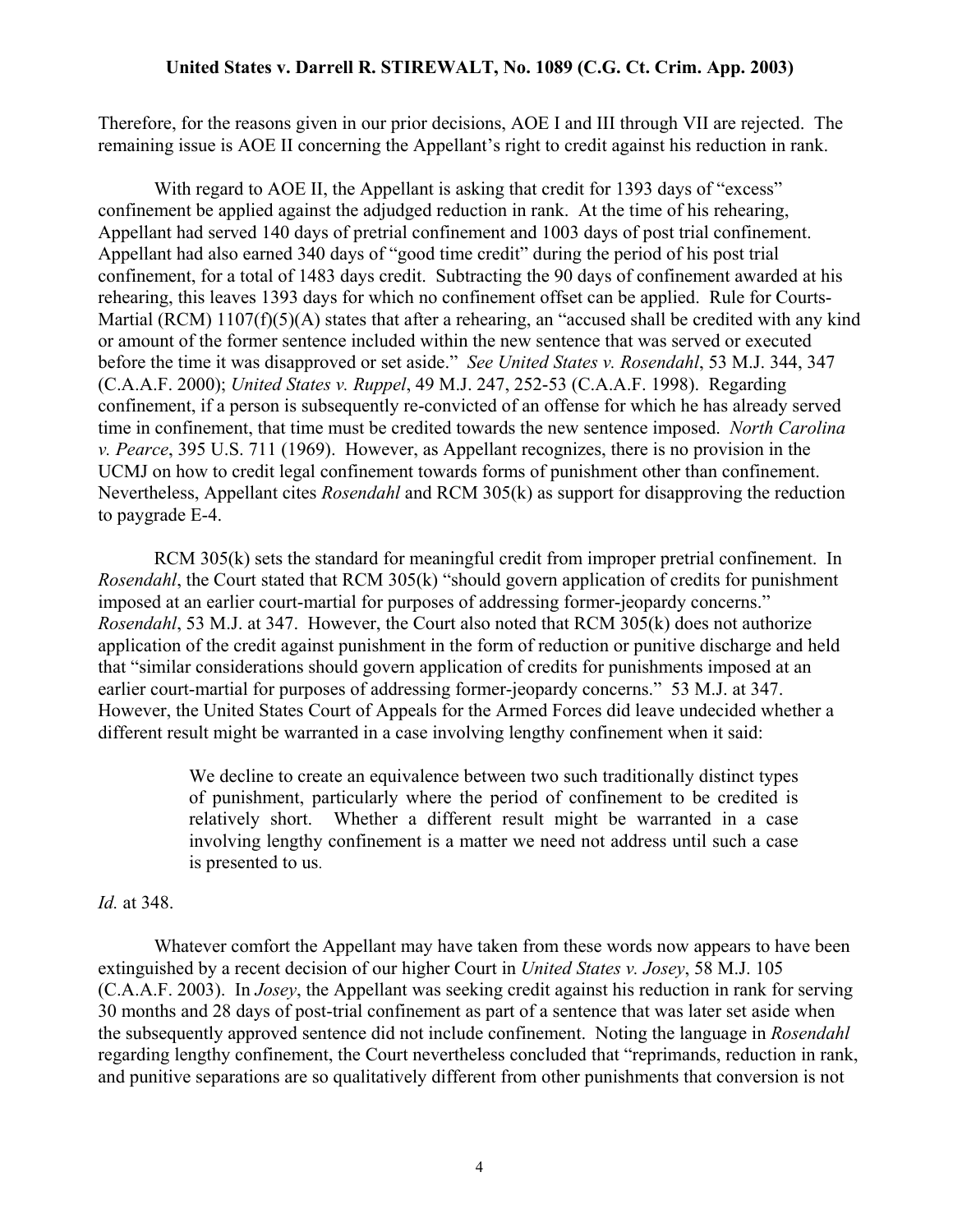Therefore, for the reasons given in our prior decisions, AOE I and III through VII are rejected. The remaining issue is AOE II concerning the Appellant's right to credit against his reduction in rank.

With regard to AOE II, the Appellant is asking that credit for 1393 days of "excess" confinement be applied against the adjudged reduction in rank. At the time of his rehearing, Appellant had served 140 days of pretrial confinement and 1003 days of post trial confinement. Appellant had also earned 340 days of "good time credit" during the period of his post trial confinement, for a total of 1483 days credit. Subtracting the 90 days of confinement awarded at his rehearing, this leaves 1393 days for which no confinement offset can be applied. Rule for Courts-Martial (RCM) 1107(f)(5)(A) states that after a rehearing, an "accused shall be credited with any kind or amount of the former sentence included within the new sentence that was served or executed before the time it was disapproved or set aside." *See United States v. Rosendahl*, 53 M.J. 344, 347 (C.A.A.F. 2000); *United States v. Ruppel*, 49 M.J. 247, 252-53 (C.A.A.F. 1998). Regarding confinement, if a person is subsequently re-convicted of an offense for which he has already served time in confinement, that time must be credited towards the new sentence imposed. *North Carolina v. Pearce*, 395 U.S. 711 (1969). However, as Appellant recognizes, there is no provision in the UCMJ on how to credit legal confinement towards forms of punishment other than confinement. Nevertheless, Appellant cites *Rosendahl* and RCM 305(k) as support for disapproving the reduction to paygrade E-4.

RCM 305(k) sets the standard for meaningful credit from improper pretrial confinement. In *Rosendahl*, the Court stated that RCM 305(k) "should govern application of credits for punishment imposed at an earlier court-martial for purposes of addressing former-jeopardy concerns." *Rosendahl*, 53 M.J. at 347. However, the Court also noted that RCM 305(k) does not authorize application of the credit against punishment in the form of reduction or punitive discharge and held that "similar considerations should govern application of credits for punishments imposed at an earlier court-martial for purposes of addressing former-jeopardy concerns." 53 M.J. at 347. However, the United States Court of Appeals for the Armed Forces did leave undecided whether a different result might be warranted in a case involving lengthy confinement when it said:

> We decline to create an equivalence between two such traditionally distinct types of punishment, particularly where the period of confinement to be credited is relatively short. Whether a different result might be warranted in a case involving lengthy confinement is a matter we need not address until such a case is presented to us.

*Id.* at 348.

Whatever comfort the Appellant may have taken from these words now appears to have been extinguished by a recent decision of our higher Court in *United States v. Josey*, 58 M.J. 105 (C.A.A.F. 2003). In *Josey*, the Appellant was seeking credit against his reduction in rank for serving 30 months and 28 days of post-trial confinement as part of a sentence that was later set aside when the subsequently approved sentence did not include confinement. Noting the language in *Rosendahl* regarding lengthy confinement, the Court nevertheless concluded that "reprimands, reduction in rank, and punitive separations are so qualitatively different from other punishments that conversion is not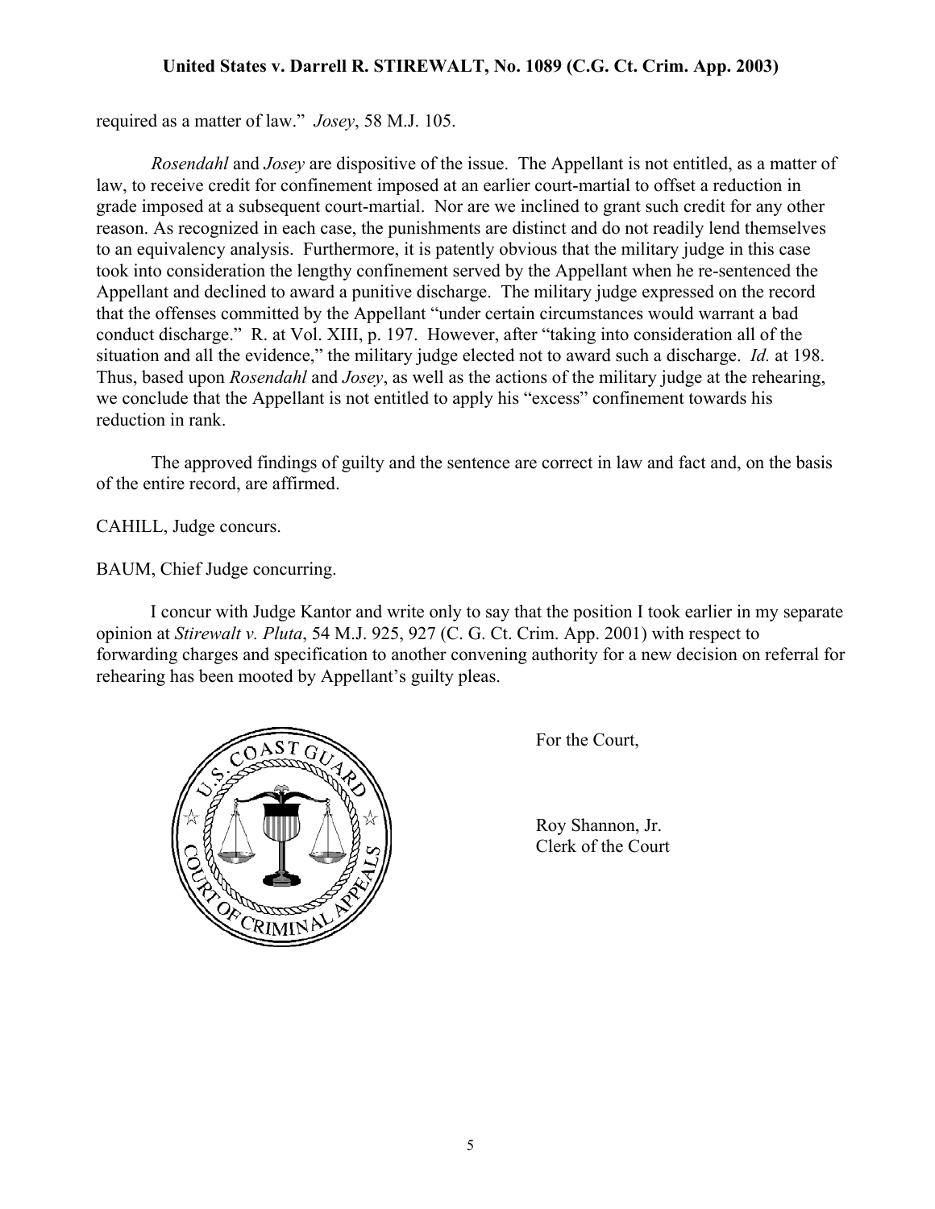required as a matter of law." *Josey*, 58 M.J. 105.

*Rosendahl* and *Josey* are dispositive of the issue. The Appellant is not entitled, as a matter of law, to receive credit for confinement imposed at an earlier court-martial to offset a reduction in grade imposed at a subsequent court-martial. Nor are we inclined to grant such credit for any other reason. As recognized in each case, the punishments are distinct and do not readily lend themselves to an equivalency analysis. Furthermore, it is patently obvious that the military judge in this case took into consideration the lengthy confinement served by the Appellant when he re-sentenced the Appellant and declined to award a punitive discharge. The military judge expressed on the record that the offenses committed by the Appellant "under certain circumstances would warrant a bad conduct discharge." R. at Vol. XIII, p. 197. However, after "taking into consideration all of the situation and all the evidence," the military judge elected not to award such a discharge. *Id.* at 198. Thus, based upon *Rosendahl* and *Josey*, as well as the actions of the military judge at the rehearing, we conclude that the Appellant is not entitled to apply his "excess" confinement towards his reduction in rank.

The approved findings of guilty and the sentence are correct in law and fact and, on the basis of the entire record, are affirmed.

CAHILL, Judge concurs.

BAUM, Chief Judge concurring.

I concur with Judge Kantor and write only to say that the position I took earlier in my separate opinion at *Stirewalt v. Pluta*, 54 M.J. 925, 927 (C. G. Ct. Crim. App. 2001) with respect to forwarding charges and specification to another convening authority for a new decision on referral for rehearing has been mooted by Appellant's guilty pleas.

For the Court,

Roy Shannon, Jr.
Clerk of the Court